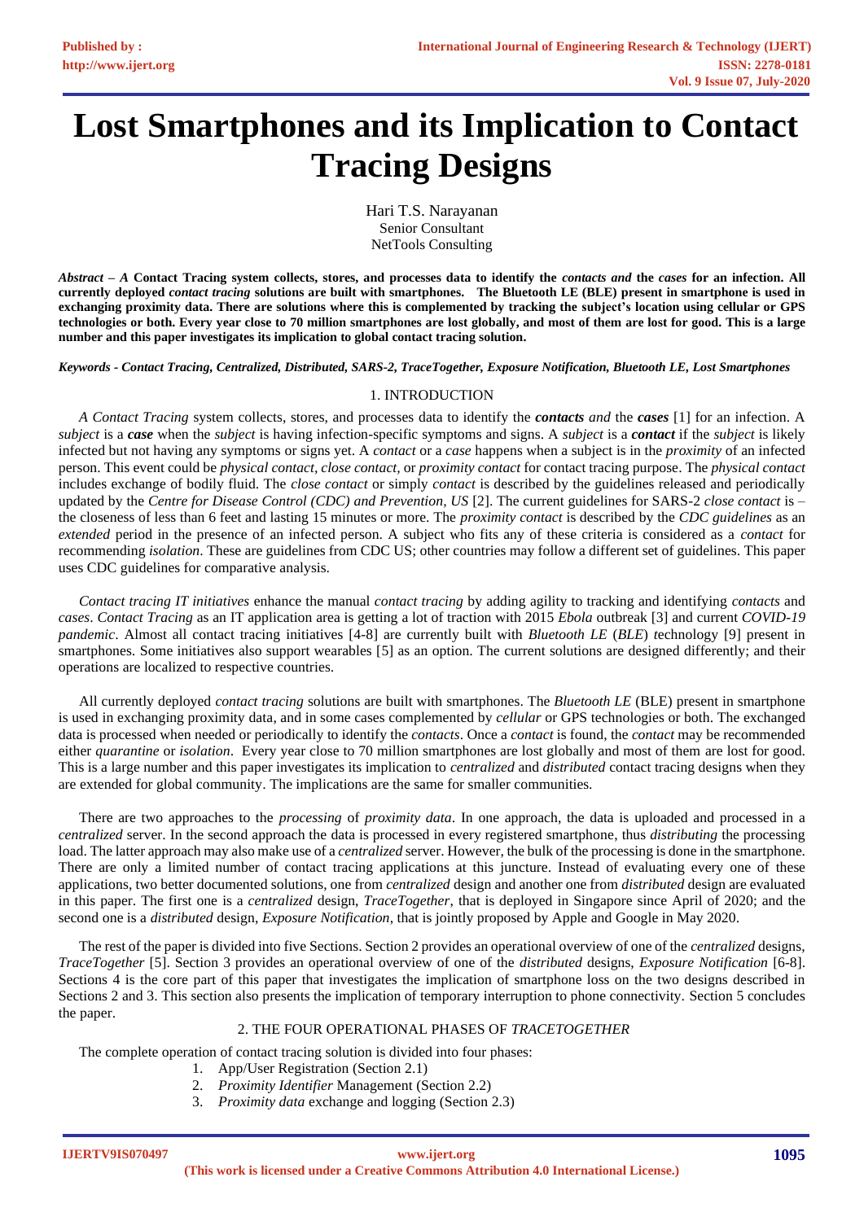# Lost Smartphones and its Implication to Contact Tracing Designs

Hari T.S. Narayanan
Senior Consultant
NetTools Consulting

***Abstract* – *A* Contact Tracing system collects, stores, and processes data to identify the *contacts and* the *cases* for an infection. All currently deployed *contact tracing* solutions are built with smartphones. The Bluetooth LE (BLE) present in smartphone is used in exchanging proximity data. There are solutions where this is complemented by tracking the subject's location using cellular or GPS technologies or both. Every year close to 70 million smartphones are lost globally, and most of them are lost for good. This is a large number and this paper investigates its implication to global contact tracing solution.**

***Keywords - Contact Tracing, Centralized, Distributed, SARS-2, TraceTogether, Exposure Notification, Bluetooth LE, Lost Smartphones***

## 1. INTRODUCTION

*A Contact Tracing* system collects, stores, and processes data to identify the ***contacts** and* the ***cases*** [1] for an infection. A *subject* is a ***case*** when the *subject* is having infection-specific symptoms and signs. A *subject* is a ***contact*** if the *subject* is likely infected but not having any symptoms or signs yet. A *contact* or a *case* happens when a subject is in the *proximity* of an infected person. This event could be *physical contact, close contact,* or *proximity contact* for contact tracing purpose. The *physical contact* includes exchange of bodily fluid. The *close contact* or simply *contact* is described by the guidelines released and periodically updated by the *Centre for Disease Control (CDC) and Prevention, US* [2]. The current guidelines for SARS-2 *close contact* is – the closeness of less than 6 feet and lasting 15 minutes or more. The *proximity contact* is described by the *CDC guidelines* as an *extended* period in the presence of an infected person. A subject who fits any of these criteria is considered as a *contact* for recommending *isolation*. These are guidelines from CDC US; other countries may follow a different set of guidelines. This paper uses CDC guidelines for comparative analysis.

*Contact tracing IT initiatives* enhance the manual *contact tracing* by adding agility to tracking and identifying *contacts* and *cases*. *Contact Tracing* as an IT application area is getting a lot of traction with 2015 *Ebola* outbreak [3] and current *COVID-19 pandemic*. Almost all contact tracing initiatives [4-8] are currently built with *Bluetooth LE* (*BLE*) *t*echnology [9] present in smartphones. Some initiatives also support wearables [5] as an option. The current solutions are designed differently; and their operations are localized to respective countries.

All currently deployed *contact tracing* solutions are built with smartphones. The *Bluetooth LE* (BLE) present in smartphone is used in exchanging proximity data, and in some cases complemented by *cellular* or GPS technologies or both. The exchanged data is processed when needed or periodically to identify the *contacts*. Once a *contact* is found, the *contact* may be recommended either *quarantine* or *isolation*. Every year close to 70 million smartphones are lost globally and most of them are lost for good. This is a large number and this paper investigates its implication to *centralized* and *distributed* contact tracing designs when they are extended for global community. The implications are the same for smaller communities.

There are two approaches to the *processing* of *proximity data*. In one approach, the data is uploaded and processed in a *centralized* server. In the second approach the data is processed in every registered smartphone, thus *distributing* the processing load. The latter approach may also make use of a *centralized* server. However, the bulk of the processing is done in the smartphone. There are only a limited number of contact tracing applications at this juncture. Instead of evaluating every one of these applications, two better documented solutions, one from *centralized* design and another one from *distributed* design are evaluated in this paper. The first one is a *centralized* design, *TraceTogether,* that is deployed in Singapore since April of 2020; and the second one is a *distributed* design, *Exposure Notification,* that is jointly proposed by Apple and Google in May 2020.

The rest of the paper is divided into five Sections. Section 2 provides an operational overview of one of the *centralized* designs, *TraceTogether* [5]. Section 3 provides an operational overview of one of the *distributed* designs, *Exposure Notification* [6-8]. Sections 4 is the core part of this paper that investigates the implication of smartphone loss on the two designs described in Sections 2 and 3. This section also presents the implication of temporary interruption to phone connectivity. Section 5 concludes the paper.

## 2. THE FOUR OPERATIONAL PHASES OF *TRACETOGETHER*

The complete operation of contact tracing solution is divided into four phases:

1. App/User Registration (Section 2.1)
2. *Proximity Identifier* Management (Section 2.2)
3. *Proximity data* exchange and logging (Section 2.3)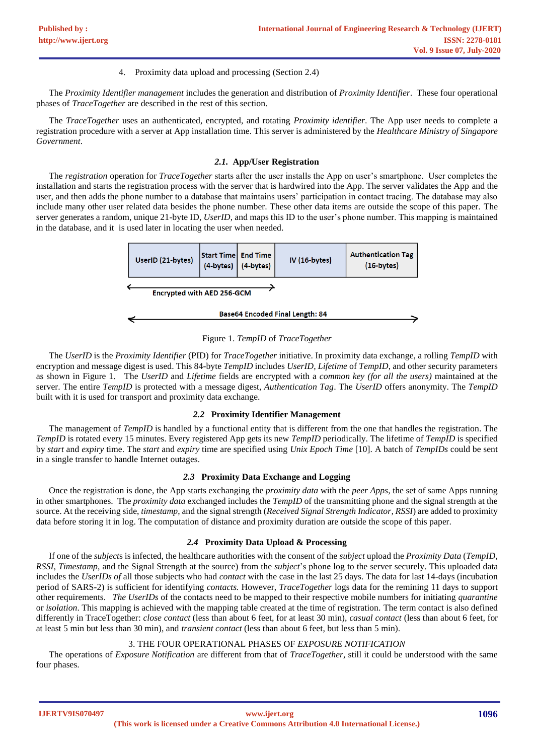4. Proximity data upload and processing (Section 2.4)

The *Proximity Identifier management* includes the generation and distribution of *Proximity Identifier*. These four operational phases of *TraceTogether* are described in the rest of this section.

The *TraceTogether* uses an authenticated, encrypted, and rotating *Proximity identifier*. The App user needs to complete a registration procedure with a server at App installation time. This server is administered by the *Healthcare Ministry of Singapore Government*.

### *2.1.* App/User Registration

The *registration* operation for *TraceTogether* starts after the user installs the App on user's smartphone. User completes the installation and starts the registration process with the server that is hardwired into the App. The server validates the App and the user, and then adds the phone number to a database that maintains users' participation in contact tracing. The database may also include many other user related data besides the phone number. These other data items are outside the scope of this paper. The server generates a random, unique 21-byte ID, *UserID*, and maps this ID to the user's phone number. This mapping is maintained in the database, and it is used later in locating the user when needed.

| UserID (21-bytes) | Start Time (4-bytes) | End Time (4-bytes) | IV (16-bytes) | Authentication Tag (16-bytes) |
|---|---|---|---|---|

Encrypted with AED 256-GCM

Base64 Encoded Final Length: 84

Figure 1. *TempID* of *TraceTogether*

The *UserID* is the *Proximity Identifier* (PID) for *TraceTogether* initiative. In proximity data exchange, a rolling *TempID* with encryption and message digest is used. This 84-byte *TempID* includes *UserID*, *Lifetime* of *TempID*, and other security parameters as shown in Figure 1. The *UserID* and *Lifetime* fields are encrypted with a *common key (for all the users)* maintained at the server. The entire *TempID* is protected with a message digest, *Authentication Tag*. The *UserID* offers anonymity. The *TempID* built with it is used for transport and proximity data exchange.

### *2.2* Proximity Identifier Management

The management of *TempID* is handled by a functional entity that is different from the one that handles the registration. The *TempID* is rotated every 15 minutes. Every registered App gets its new *TempID* periodically. The lifetime of *TempID* is specified by *start* and *expiry* time. The *start* and *expiry* time are specified using *Unix Epoch Time* [10]. A batch of *TempIDs* could be sent in a single transfer to handle Internet outages.

### *2.3* Proximity Data Exchange and Logging

Once the registration is done, the App starts exchanging the *proximity data* with the *peer Apps*, the set of same Apps running in other smartphones. The *proximity data* exchanged includes the *TempID* of the transmitting phone and the signal strength at the source. At the receiving side, *timestamp*, and the signal strength (*Received Signal Strength Indicator, RSSI*) are added to proximity data before storing it in log. The computation of distance and proximity duration are outside the scope of this paper.

### *2.4* Proximity Data Upload & Processing

If one of the *subjects* is infected, the healthcare authorities with the consent of the *subject* upload the *Proximity Data* (*TempID, RSSI, Timestamp*, and the Signal Strength at the source) from the *subject*'s phone log to the server securely. This uploaded data includes the *UserIDs of* all those subjects who had *contact* with the case in the last 25 days. The data for last 14-days (incubation period of SARS-2) is sufficient for identifying *contacts.* However, *TraceTogether* logs data for the remining 11 days to support other requirements. *The UserIDs* of the contacts need to be mapped to their respective mobile numbers for initiating *quarantine* or *isolation*. This mapping is achieved with the mapping table created at the time of registration. The term contact is also defined differently in TraceTogether: *close contact* (less than about 6 feet, for at least 30 min), *casual contact* (less than about 6 feet, for at least 5 min but less than 30 min), and *transient contact* (less than about 6 feet, but less than 5 min).

## 3. THE FOUR OPERATIONAL PHASES OF *EXPOSURE NOTIFICATION*

The operations of *Exposure Notification* are different from that of *TraceTogether*, still it could be understood with the same four phases.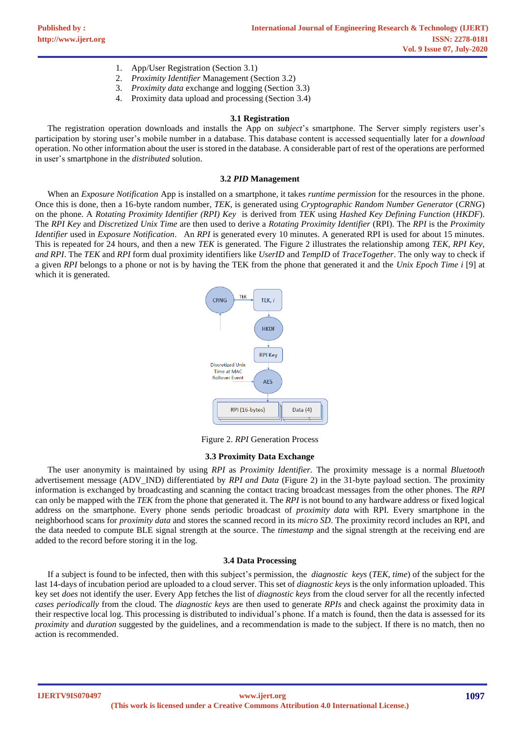1. App/User Registration (Section 3.1)
2. *Proximity Identifier* Management (Section 3.2)
3. *Proximity data* exchange and logging (Section 3.3)
4. Proximity data upload and processing (Section 3.4)

### 3.1 Registration

The registration operation downloads and installs the App on *subject*'s smartphone. The Server simply registers user's participation by storing user's mobile number in a database. This database content is accessed sequentially later for a *download* operation. No other information about the user is stored in the database. A considerable part of rest of the operations are performed in user's smartphone in the *distributed* solution.

### 3.2 *PID* Management

When an *Exposure Notification* App is installed on a smartphone, it takes *runtime permission* for the resources in the phone. Once this is done, then a 16-byte random number, *TEK*, is generated using *Cryptographic Random Number Generator* (*CRNG*) on the phone. A *Rotating Proximity Identifier (RPI) Key* is derived from *TEK* using *Hashed Key Defining Function* (*HKDF*). The *RPI Key* and *Discretized Unix Time* are then used to derive a *Rotating Proximity Identifier* (RPI). The *RPI* is the *Proximity Identifier* used in *Exposure Notification*. An *RPI* is generated every 10 minutes. A generated RPI is used for about 15 minutes. This is repeated for 24 hours, and then a new *TEK* is generated. The Figure 2 illustrates the relationship among *TEK, RPI Key, and RPI*. The *TEK* and *RPI* form dual proximity identifiers like *UserID* and *TempID* of *TraceTogether*. The only way to check if a given *RPI* belongs to a phone or not is by having the TEK from the phone that generated it and the *Unix Epoch Time i* [9] at which it is generated.

Figure 2. *RPI* Generation Process

### 3.3 Proximity Data Exchange

The user anonymity is maintained by using *RPI* as *Proximity Identifier.* The proximity message is a normal *Bluetooth* advertisement message (ADV_IND) differentiated by *RPI and Data* (Figure 2) in the 31-byte payload section. The proximity information is exchanged by broadcasting and scanning the contact tracing broadcast messages from the other phones. The *RPI* can only be mapped with the *TEK* from the phone that generated it. The *RPI* is not bound to any hardware address or fixed logical address on the smartphone. Every phone sends periodic broadcast of *proximity data* with RPI. Every smartphone in the neighborhood scans for *proximity data* and stores the scanned record in its *micro SD*. The proximity record includes an RPI, and the data needed to compute BLE signal strength at the source. The *timestamp* and the signal strength at the receiving end are added to the record before storing it in the log.

### 3.4 Data Processing

If a subject is found to be infected, then with this subject's permission, the *diagnostic keys* (*TEK, time*) of the subject for the last 14-days of incubation period are uploaded to a cloud server. This set of *diagnostic keys* is the only information uploaded. This key set *does* not identify the user. Every App fetches the list of *diagnostic keys* from the cloud server for all the recently infected *cases periodically* from the cloud. The *diagnostic keys* are then used to generate *RPIs* and check against the proximity data in their respective local log. This processing is distributed to individual's phone. If a match is found, then the data is assessed for its *proximity* and *duration* suggested by the guidelines, and a recommendation is made to the subject. If there is no match, then no action is recommended.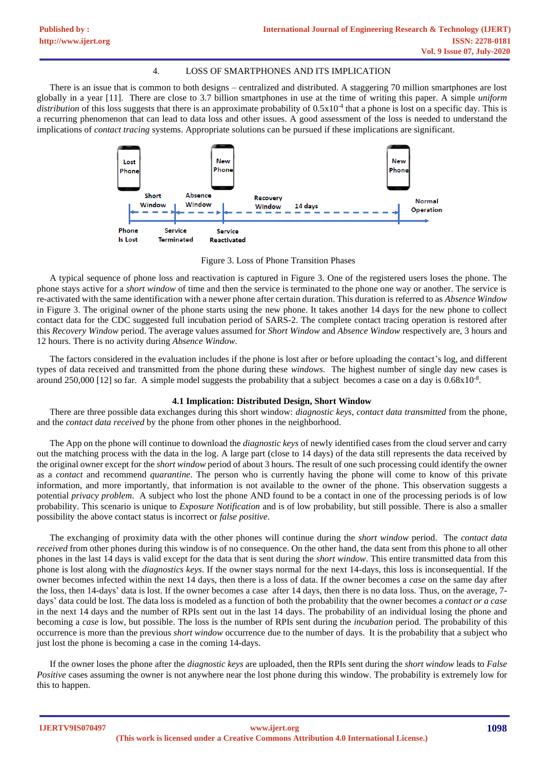## 4. LOSS OF SMARTPHONES AND ITS IMPLICATION

There is an issue that is common to both designs – centralized and distributed. A staggering 70 million smartphones are lost globally in a year [11]. There are close to 3.7 billion smartphones in use at the time of writing this paper. A simple *uniform distribution* of this loss suggests that there is an approximate probability of $0.5\text{x}10^{-4}$ that a phone is lost on a specific day. This is a recurring phenomenon that can lead to data loss and other issues. A good assessment of the loss is needed to understand the implications of *contact tracing* systems. Appropriate solutions can be pursued if these implications are significant.

Figure 3. Loss of Phone Transition Phases

A typical sequence of phone loss and reactivation is captured in Figure 3. One of the registered users loses the phone. The phone stays active for a *short window* of time and then the service is terminated to the phone one way or another. The service is re-activated with the same identification with a newer phone after certain duration. This duration is referred to as *Absence Window* in Figure 3. The original owner of the phone starts using the new phone. It takes another 14 days for the new phone to collect contact data for the CDC suggested full incubation period of SARS-2. The complete contact tracing operation is restored after this *Recovery Window* period. The average values assumed for *Short Window* and *Absence Window* respectively are, 3 hours and 12 hours. There is no activity during *Absence Window*.

The factors considered in the evaluation includes if the phone is lost after or before uploading the contact's log, and different types of data received and transmitted from the phone during these *windows*. The highest number of single day new cases is around 250,000 [12] so far. A simple model suggests the probability that a subject becomes a case on a day is $0.68\text{x}10^{-8}$.

### 4.1 Implication: Distributed Design, Short Window

There are three possible data exchanges during this short window: *diagnostic keys*, *contact data transmitted* from the phone, and the *contact data received* by the phone from other phones in the neighborhood.

The App on the phone will continue to download the *diagnostic keys* of newly identified cases from the cloud server and carry out the matching process with the data in the log. A large part (close to 14 days) of the data still represents the data received by the original owner except for the *short window* period of about 3 hours. The result of one such processing could identify the owner as a *contact* and recommend *quarantine*. The person who is currently having the phone will come to know of this private information, and more importantly, that information is not available to the owner of the phone. This observation suggests a potential *privacy problem*. A subject who lost the phone AND found to be a contact in one of the processing periods is of low probability. This scenario is unique to *Exposure Notification* and is of low probability, but still possible. There is also a smaller possibility the above contact status is incorrect or *false positive*.

The exchanging of proximity data with the other phones will continue during the *short window* period. The *contact data received* from other phones during this window is of no consequence. On the other hand, the data sent from this phone to all other phones in the last 14 days is valid except for the data that is sent during the *short window*. This entire transmitted data from this phone is lost along with the *diagnostics keys*. If the owner stays normal for the next 14-days, this loss is inconsequential. If the owner becomes infected within the next 14 days, then there is a loss of data. If the owner becomes a *case* on the same day after the loss, then 14-days' data is lost. If the owner becomes a case after 14 days, then there is no data loss. Thus, on the average, 7-days' data could be lost. The data loss is modeled as a function of both the probability that the owner becomes a *contact or a case* in the next 14 days and the number of RPIs sent out in the last 14 days. The probability of an individual losing the phone and becoming a *case* is low, but possible. The loss is the number of RPIs sent during the *incubation* period. The probability of this occurrence is more than the previous *short window* occurrence due to the number of days. It is the probability that a subject who just lost the phone is becoming a case in the coming 14-days.

If the owner loses the phone after the *diagnostic keys* are uploaded, then the RPIs sent during the *short window* leads to *False Positive* cases assuming the owner is not anywhere near the lost phone during this window. The probability is extremely low for this to happen.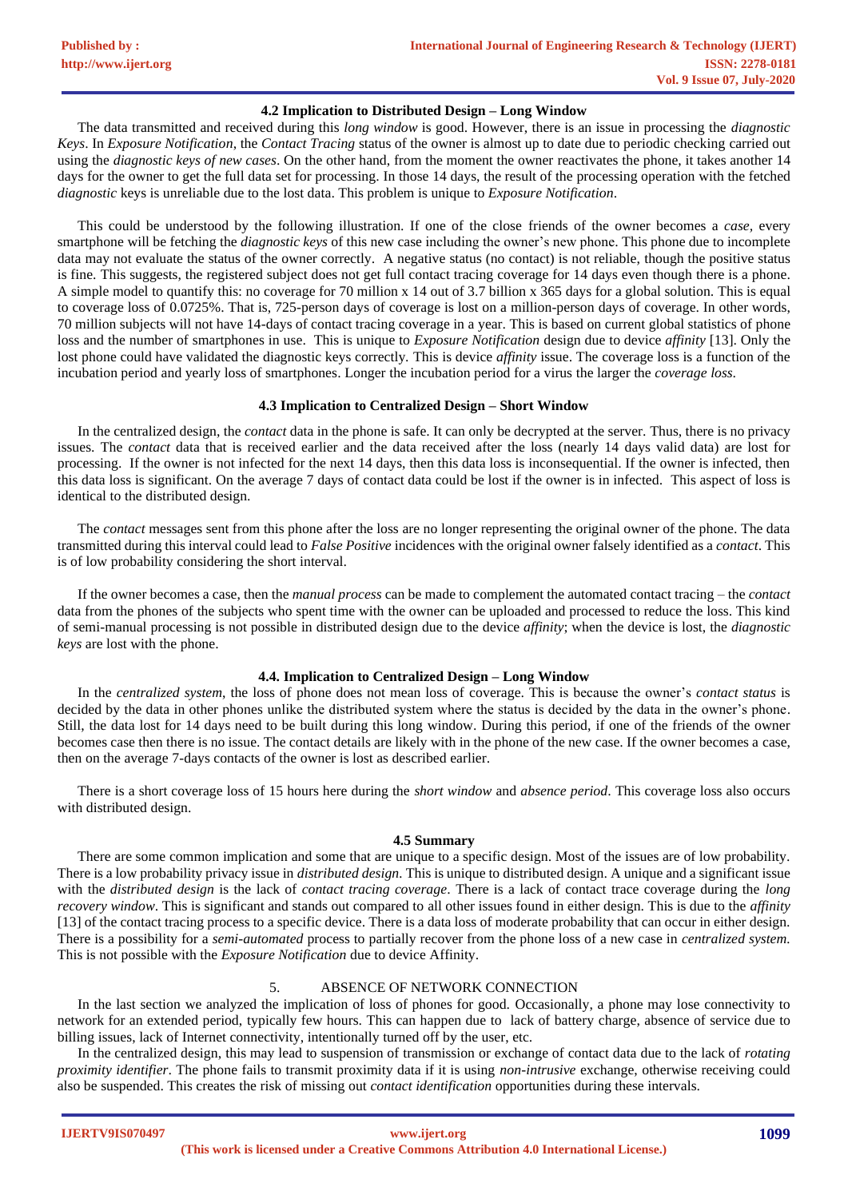### 4.2 Implication to Distributed Design – Long Window

The data transmitted and received during this *long window* is good. However, there is an issue in processing the *diagnostic Keys*. In *Exposure Notification*, the *Contact Tracing* status of the owner is almost up to date due to periodic checking carried out using the *diagnostic keys of new cases*. On the other hand, from the moment the owner reactivates the phone, it takes another 14 days for the owner to get the full data set for processing. In those 14 days, the result of the processing operation with the fetched *diagnostic* keys is unreliable due to the lost data. This problem is unique to *Exposure Notification*.

This could be understood by the following illustration. If one of the close friends of the owner becomes a *case,* every smartphone will be fetching the *diagnostic keys* of this new case including the owner's new phone. This phone due to incomplete data may not evaluate the status of the owner correctly. A negative status (no contact) is not reliable, though the positive status is fine. This suggests, the registered subject does not get full contact tracing coverage for 14 days even though there is a phone. A simple model to quantify this: no coverage for 70 million x 14 out of 3.7 billion x 365 days for a global solution. This is equal to coverage loss of 0.0725%. That is, 725-person days of coverage is lost on a million-person days of coverage. In other words, 70 million subjects will not have 14-days of contact tracing coverage in a year. This is based on current global statistics of phone loss and the number of smartphones in use. This is unique to *Exposure Notification* design due to device *affinity* [13]. Only the lost phone could have validated the diagnostic keys correctly. This is device *affinity* issue. The coverage loss is a function of the incubation period and yearly loss of smartphones. Longer the incubation period for a virus the larger the *coverage loss*.

### 4.3 Implication to Centralized Design – Short Window

In the centralized design, the *contact* data in the phone is safe. It can only be decrypted at the server. Thus, there is no privacy issues. The *contact* data that is received earlier and the data received after the loss (nearly 14 days valid data) are lost for processing. If the owner is not infected for the next 14 days, then this data loss is inconsequential. If the owner is infected, then this data loss is significant. On the average 7 days of contact data could be lost if the owner is in infected. This aspect of loss is identical to the distributed design.

The *contact* messages sent from this phone after the loss are no longer representing the original owner of the phone. The data transmitted during this interval could lead to *False Positive* incidences with the original owner falsely identified as a *contact*. This is of low probability considering the short interval.

If the owner becomes a case, then the *manual process* can be made to complement the automated contact tracing – the *contact* data from the phones of the subjects who spent time with the owner can be uploaded and processed to reduce the loss. This kind of semi-manual processing is not possible in distributed design due to the device *affinity*; when the device is lost, the *diagnostic keys* are lost with the phone.

### 4.4. Implication to Centralized Design – Long Window

In the *centralized system*, the loss of phone does not mean loss of coverage. This is because the owner's *contact status* is decided by the data in other phones unlike the distributed system where the status is decided by the data in the owner's phone. Still, the data lost for 14 days need to be built during this long window. During this period, if one of the friends of the owner becomes case then there is no issue. The contact details are likely with in the phone of the new case. If the owner becomes a case, then on the average 7-days contacts of the owner is lost as described earlier.

There is a short coverage loss of 15 hours here during the *short window* and *absence period*. This coverage loss also occurs with distributed design.

### 4.5 Summary

There are some common implication and some that are unique to a specific design. Most of the issues are of low probability. There is a low probability privacy issue in *distributed design*. This is unique to distributed design. A unique and a significant issue with the *distributed design* is the lack of *contact tracing coverage*. There is a lack of contact trace coverage during the *long recovery window*. This is significant and stands out compared to all other issues found in either design. This is due to the *affinity* [13] of the contact tracing process to a specific device. There is a data loss of moderate probability that can occur in either design. There is a possibility for a *semi-automated* process to partially recover from the phone loss of a new case in *centralized system.* This is not possible with the *Exposure Notification* due to device Affinity.

## 5. ABSENCE OF NETWORK CONNECTION

In the last section we analyzed the implication of loss of phones for good. Occasionally, a phone may lose connectivity to network for an extended period, typically few hours. This can happen due to lack of battery charge, absence of service due to billing issues, lack of Internet connectivity, intentionally turned off by the user, etc.

In the centralized design, this may lead to suspension of transmission or exchange of contact data due to the lack of *rotating proximity identifier*. The phone fails to transmit proximity data if it is using *non-intrusive* exchange, otherwise receiving could also be suspended. This creates the risk of missing out *contact identification* opportunities during these intervals.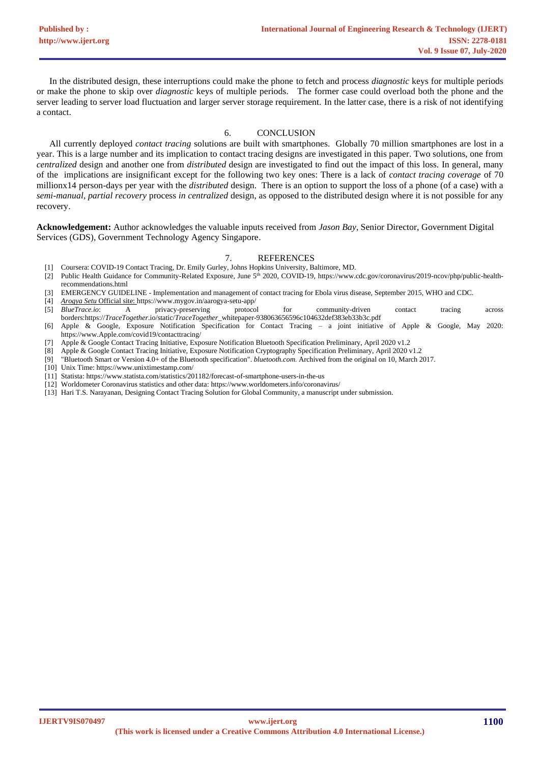In the distributed design, these interruptions could make the phone to fetch and process *diagnostic* keys for multiple periods or make the phone to skip over *diagnostic* keys of multiple periods. The former case could overload both the phone and the server leading to server load fluctuation and larger server storage requirement. In the latter case, there is a risk of not identifying a contact.

## 6. CONCLUSION

All currently deployed *contact tracing* solutions are built with smartphones. Globally 70 million smartphones are lost in a year. This is a large number and its implication to contact tracing designs are investigated in this paper. Two solutions, one from *centralized* design and another one from *distributed* design are investigated to find out the impact of this loss. In general, many of the implications are insignificant except for the following two key ones: There is a lack of *contact tracing coverage* of 70 millionx14 person-days per year with the *distributed* design. There is an option to support the loss of a phone (of a case) with a *semi-manual, partial recovery* process *in centralized* design, as opposed to the distributed design where it is not possible for any recovery.

**Acknowledgement:** Author acknowledges the valuable inputs received from *Jason Bay*, Senior Director, Government Digital Services (GDS), Government Technology Agency Singapore.

## 7. REFERENCES

[1] Coursera: COVID-19 Contact Tracing, Dr. Emily Gurley, Johns Hopkins University, Baltimore, MD.

[2] Public Health Guidance for Community-Related Exposure, June 5th 2020, COVID-19, https://www.cdc.gov/coronavirus/2019-ncov/php/public-health-recommendations.html

[3] EMERGENCY GUIDELINE - Implementation and management of contact tracing for Ebola virus disease, September 2015, WHO and CDC.

[4] *Arogya Setu* Official site: https://www.mygov.in/aarogya-setu-app/

[5] *BlueTrace.io*: A privacy-preserving protocol for community-driven contact tracing across borders:https://*TraceTogether*.io/static/*TraceTogether*_whitepaper-938063656596c104632def383eb33b3c.pdf

[6] Apple & Google, Exposure Notification Specification for Contact Tracing – a joint initiative of Apple & Google, May 2020: https://www.Apple.com/covid19/contacttracing/

[7] Apple & Google Contact Tracing Initiative, Exposure Notification Bluetooth Specification Preliminary, April 2020 v1.2

[8] Apple & Google Contact Tracing Initiative, Exposure Notification Cryptography Specification Preliminary, April 2020 v1.2

[9] "Bluetooth Smart or Version 4.0+ of the Bluetooth specification". *bluetooth.com.* Archived from the original on 10, March 2017.

[10] Unix Time: https://www.unixtimestamp.com/

[11] Statista: https://www.statista.com/statistics/201182/forecast-of-smartphone-users-in-the-us

[12] Worldometer Coronavirus statistics and other data: https://www.worldometers.info/coronavirus/

[13] Hari T.S. Narayanan, Designing Contact Tracing Solution for Global Community, a manuscript under submission.